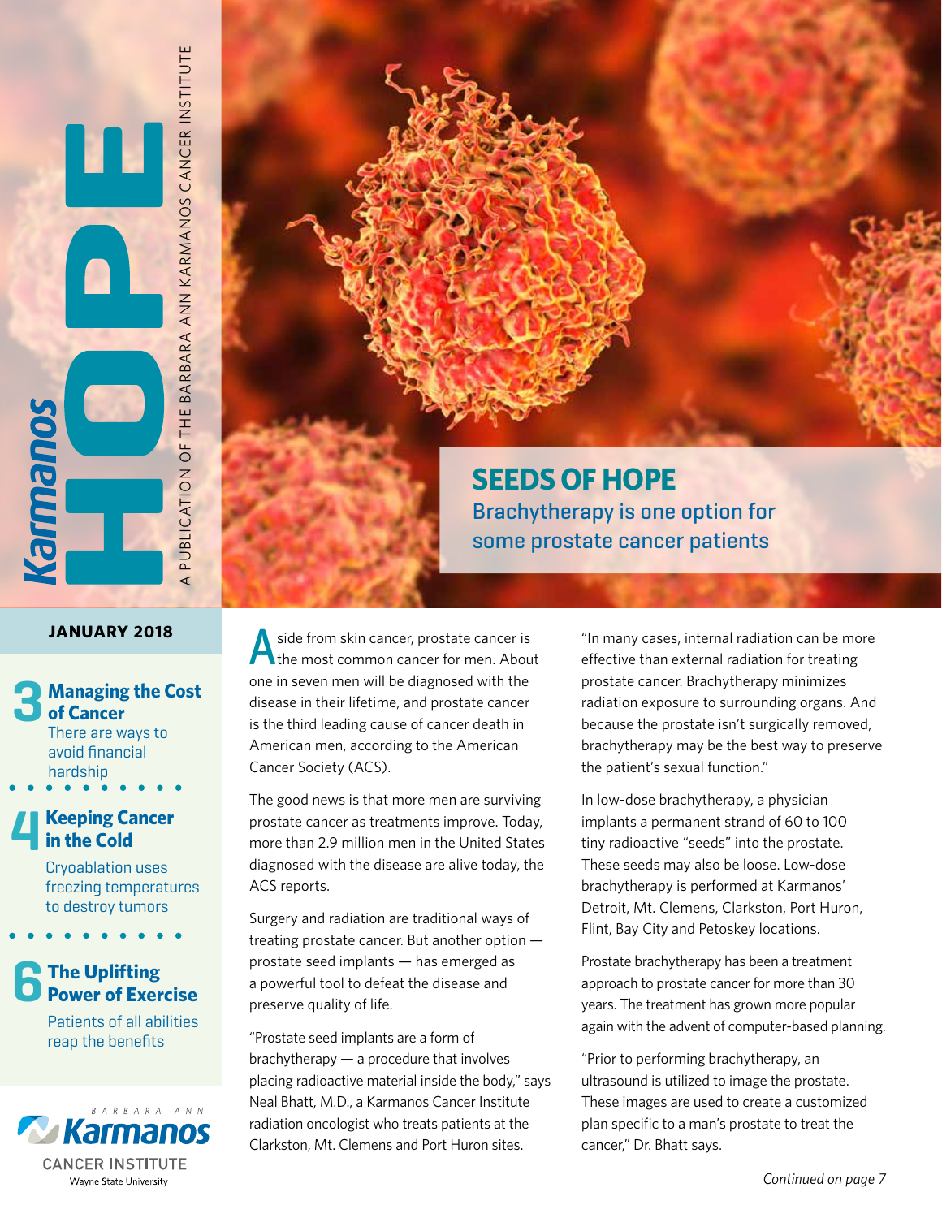# Karmanos HOPE

A PUBLICATION OF THE BARBARA ANN KARMANOS CANCER INSTITUTE

**JANUARY 2018**

**3 Managing the Cost of Cancer**
There are ways to avoid financial hardship

**4 Keeping Cancer in the Cold**
Cryoablation uses freezing temperatures to destroy tumors

**6 The Uplifting Power of Exercise**
Patients of all abilities reap the benefits

BARBARA ANN Karmanos CANCER INSTITUTE
Wayne State University

## SEEDS OF HOPE

### Brachytherapy is one option for some prostate cancer patients

Aside from skin cancer, prostate cancer is the most common cancer for men. About one in seven men will be diagnosed with the disease in their lifetime, and prostate cancer is the third leading cause of cancer death in American men, according to the American Cancer Society (ACS).

The good news is that more men are surviving prostate cancer as treatments improve. Today, more than 2.9 million men in the United States diagnosed with the disease are alive today, the ACS reports.

Surgery and radiation are traditional ways of treating prostate cancer. But another option — prostate seed implants — has emerged as a powerful tool to defeat the disease and preserve quality of life.

"Prostate seed implants are a form of brachytherapy — a procedure that involves placing radioactive material inside the body," says Neal Bhatt, M.D., a Karmanos Cancer Institute radiation oncologist who treats patients at the Clarkston, Mt. Clemens and Port Huron sites.

"In many cases, internal radiation can be more effective than external radiation for treating prostate cancer. Brachytherapy minimizes radiation exposure to surrounding organs. And because the prostate isn't surgically removed, brachytherapy may be the best way to preserve the patient's sexual function."

In low-dose brachytherapy, a physician implants a permanent strand of 60 to 100 tiny radioactive "seeds" into the prostate. These seeds may also be loose. Low-dose brachytherapy is performed at Karmanos' Detroit, Mt. Clemens, Clarkston, Port Huron, Flint, Bay City and Petoskey locations.

Prostate brachytherapy has been a treatment approach to prostate cancer for more than 30 years. The treatment has grown more popular again with the advent of computer-based planning.

"Prior to performing brachytherapy, an ultrasound is utilized to image the prostate. These images are used to create a customized plan specific to a man's prostate to treat the cancer," Dr. Bhatt says.

*Continued on page 7*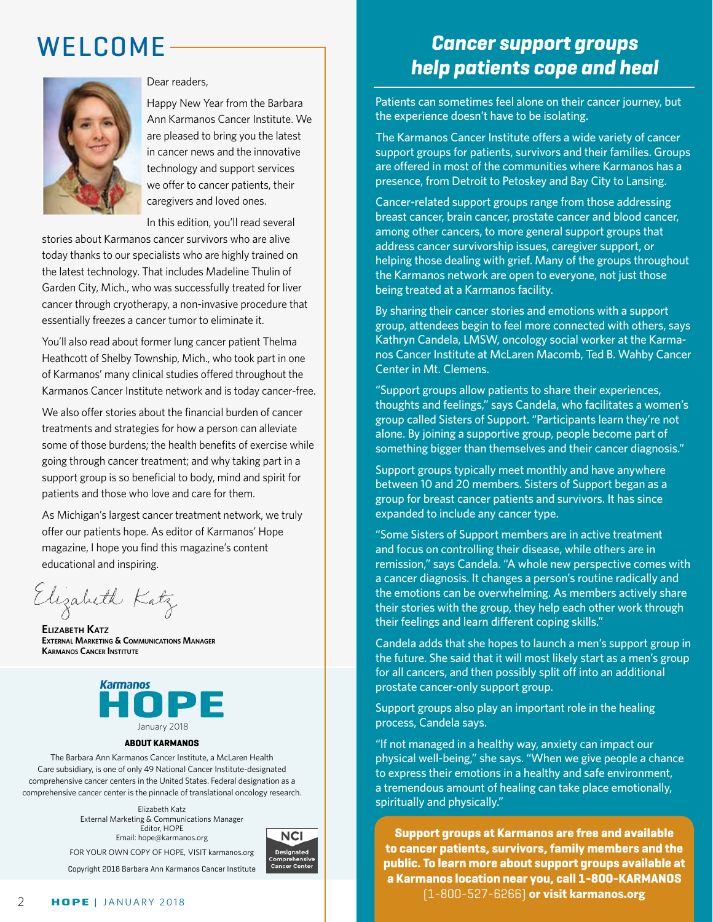# WELCOME

Dear readers,

Happy New Year from the Barbara Ann Karmanos Cancer Institute. We are pleased to bring you the latest in cancer news and the innovative technology and support services we offer to cancer patients, their caregivers and loved ones.

In this edition, you'll read several stories about Karmanos cancer survivors who are alive today thanks to our specialists who are highly trained on the latest technology. That includes Madeline Thulin of Garden City, Mich., who was successfully treated for liver cancer through cryotherapy, a non-invasive procedure that essentially freezes a cancer tumor to eliminate it.

You'll also read about former lung cancer patient Thelma Heathcott of Shelby Township, Mich., who took part in one of Karmanos' many clinical studies offered throughout the Karmanos Cancer Institute network and is today cancer-free.

We also offer stories about the financial burden of cancer treatments and strategies for how a person can alleviate some of those burdens; the health benefits of exercise while going through cancer treatment; and why taking part in a support group is so beneficial to body, mind and spirit for patients and those who love and care for them.

As Michigan's largest cancer treatment network, we truly offer our patients hope. As editor of Karmanos' Hope magazine, I hope you find this magazine's content educational and inspiring.

*Elizabeth Katz*

**Elizabeth Katz**
**External Marketing & Communications Manager**
**Karmanos Cancer Institute**

Karmanos HOPE
January 2018

**ABOUT KARMANOS**

The Barbara Ann Karmanos Cancer Institute, a McLaren Health Care subsidiary, is one of only 49 National Cancer Institute-designated comprehensive cancer centers in the United States. Federal designation as a comprehensive cancer center is the pinnacle of translational oncology research.

Elizabeth Katz
External Marketing & Communications Manager
Editor, HOPE
Email: hope@karmanos.org

FOR YOUR OWN COPY OF HOPE, VISIT karmanos.org

Copyright 2018 Barbara Ann Karmanos Cancer Institute

NCI Designated Comprehensive Cancer Center

## *Cancer support groups help patients cope and heal*

Patients can sometimes feel alone on their cancer journey, but the experience doesn't have to be isolating.

The Karmanos Cancer Institute offers a wide variety of cancer support groups for patients, survivors and their families. Groups are offered in most of the communities where Karmanos has a presence, from Detroit to Petoskey and Bay City to Lansing.

Cancer-related support groups range from those addressing breast cancer, brain cancer, prostate cancer and blood cancer, among other cancers, to more general support groups that address cancer survivorship issues, caregiver support, or helping those dealing with grief. Many of the groups throughout the Karmanos network are open to everyone, not just those being treated at a Karmanos facility.

By sharing their cancer stories and emotions with a support group, attendees begin to feel more connected with others, says Kathryn Candela, LMSW, oncology social worker at the Karmanos Cancer Institute at McLaren Macomb, Ted B. Wahby Cancer Center in Mt. Clemens.

"Support groups allow patients to share their experiences, thoughts and feelings," says Candela, who facilitates a women's group called Sisters of Support. "Participants learn they're not alone. By joining a supportive group, people become part of something bigger than themselves and their cancer diagnosis."

Support groups typically meet monthly and have anywhere between 10 and 20 members. Sisters of Support began as a group for breast cancer patients and survivors. It has since expanded to include any cancer type.

"Some Sisters of Support members are in active treatment and focus on controlling their disease, while others are in remission," says Candela. "A whole new perspective comes with a cancer diagnosis. It changes a person's routine radically and the emotions can be overwhelming. As members actively share their stories with the group, they help each other work through their feelings and learn different coping skills."

Candela adds that she hopes to launch a men's support group in the future. She said that it will most likely start as a men's group for all cancers, and then possibly split off into an additional prostate cancer-only support group.

Support groups also play an important role in the healing process, Candela says.

"If not managed in a healthy way, anxiety can impact our physical well-being," she says. "When we give people a chance to express their emotions in a healthy and safe environment, a tremendous amount of healing can take place emotionally, spiritually and physically."

**Support groups at Karmanos are free and available to cancer patients, survivors, family members and the public. To learn more about support groups available at a Karmanos location near you, call 1-800-KARMANOS** (1-800-527-6266) **or visit karmanos.org**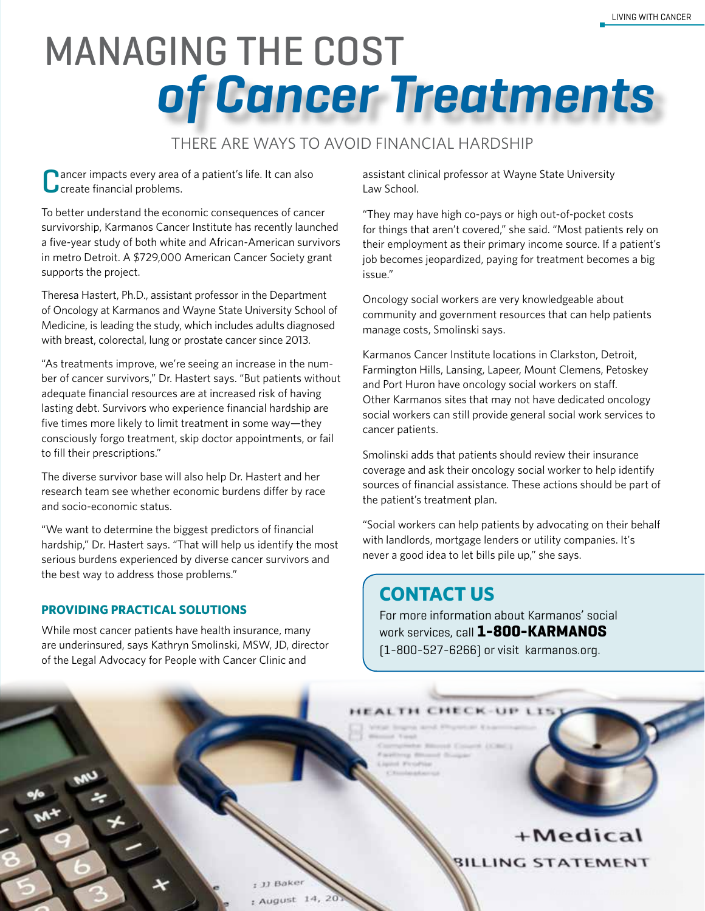# MANAGING THE COST *of Cancer Treatments*

THERE ARE WAYS TO AVOID FINANCIAL HARDSHIP

Cancer impacts every area of a patient's life. It can also create financial problems.

To better understand the economic consequences of cancer survivorship, Karmanos Cancer Institute has recently launched a five-year study of both white and African-American survivors in metro Detroit. A $729,000 American Cancer Society grant supports the project.

Theresa Hastert, Ph.D., assistant professor in the Department of Oncology at Karmanos and Wayne State University School of Medicine, is leading the study, which includes adults diagnosed with breast, colorectal, lung or prostate cancer since 2013.

"As treatments improve, we're seeing an increase in the number of cancer survivors," Dr. Hastert says. "But patients without adequate financial resources are at increased risk of having lasting debt. Survivors who experience financial hardship are five times more likely to limit treatment in some way—they consciously forgo treatment, skip doctor appointments, or fail to fill their prescriptions."

The diverse survivor base will also help Dr. Hastert and her research team see whether economic burdens differ by race and socio-economic status.

"We want to determine the biggest predictors of financial hardship," Dr. Hastert says. "That will help us identify the most serious burdens experienced by diverse cancer survivors and the best way to address those problems."

### PROVIDING PRACTICAL SOLUTIONS

While most cancer patients have health insurance, many are underinsured, says Kathryn Smolinski, MSW, JD, director of the Legal Advocacy for People with Cancer Clinic and assistant clinical professor at Wayne State University Law School.

"They may have high co-pays or high out-of-pocket costs for things that aren't covered," she said. "Most patients rely on their employment as their primary income source. If a patient's job becomes jeopardized, paying for treatment becomes a big issue."

Oncology social workers are very knowledgeable about community and government resources that can help patients manage costs, Smolinski says.

Karmanos Cancer Institute locations in Clarkston, Detroit, Farmington Hills, Lansing, Lapeer, Mount Clemens, Petoskey and Port Huron have oncology social workers on staff. Other Karmanos sites that may not have dedicated oncology social workers can still provide general social work services to cancer patients.

Smolinski adds that patients should review their insurance coverage and ask their oncology social worker to help identify sources of financial assistance. These actions should be part of the patient's treatment plan.

"Social workers can help patients by advocating on their behalf with landlords, mortgage lenders or utility companies. It's never a good idea to let bills pile up," she says.

## CONTACT US

For more information about Karmanos' social work services, call **1-800-KARMANOS** (1-800-527-6266) or visit karmanos.org.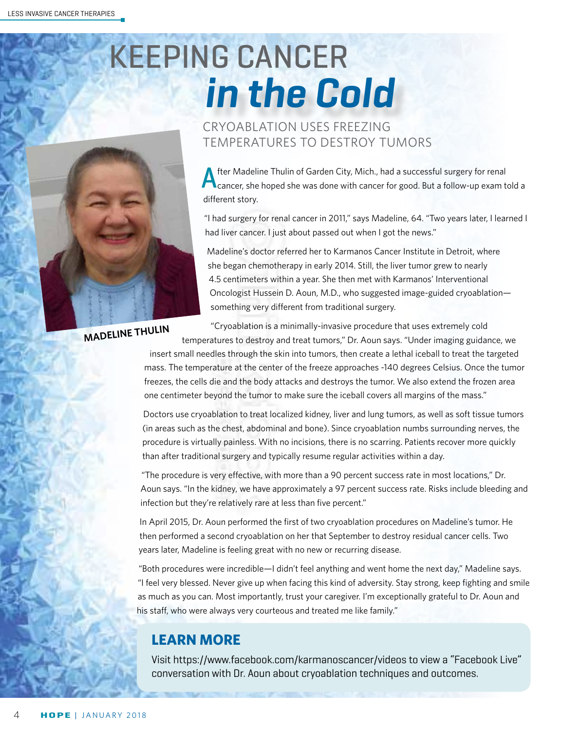# KEEPING CANCER *in the Cold*

## CRYOABLATION USES FREEZING TEMPERATURES TO DESTROY TUMORS

MADELINE THULIN

After Madeline Thulin of Garden City, Mich., had a successful surgery for renal cancer, she hoped she was done with cancer for good. But a follow-up exam told a different story.

"I had surgery for renal cancer in 2011," says Madeline, 64. "Two years later, I learned I had liver cancer. I just about passed out when I got the news."

Madeline's doctor referred her to Karmanos Cancer Institute in Detroit, where she began chemotherapy in early 2014. Still, the liver tumor grew to nearly 4.5 centimeters within a year. She then met with Karmanos' Interventional Oncologist Hussein D. Aoun, M.D., who suggested image-guided cryoablation—something very different from traditional surgery.

"Cryoablation is a minimally-invasive procedure that uses extremely cold temperatures to destroy and treat tumors," Dr. Aoun says. "Under imaging guidance, we insert small needles through the skin into tumors, then create a lethal iceball to treat the targeted mass. The temperature at the center of the freeze approaches -140 degrees Celsius. Once the tumor freezes, the cells die and the body attacks and destroys the tumor. We also extend the frozen area one centimeter beyond the tumor to make sure the iceball covers all margins of the mass."

Doctors use cryoablation to treat localized kidney, liver and lung tumors, as well as soft tissue tumors (in areas such as the chest, abdominal and bone). Since cryoablation numbs surrounding nerves, the procedure is virtually painless. With no incisions, there is no scarring. Patients recover more quickly than after traditional surgery and typically resume regular activities within a day.

"The procedure is very effective, with more than a 90 percent success rate in most locations," Dr. Aoun says. "In the kidney, we have approximately a 97 percent success rate. Risks include bleeding and infection but they're relatively rare at less than five percent."

In April 2015, Dr. Aoun performed the first of two cryoablation procedures on Madeline's tumor. He then performed a second cryoablation on her that September to destroy residual cancer cells. Two years later, Madeline is feeling great with no new or recurring disease.

"Both procedures were incredible—I didn't feel anything and went home the next day," Madeline says. "I feel very blessed. Never give up when facing this kind of adversity. Stay strong, keep fighting and smile as much as you can. Most importantly, trust your caregiver. I'm exceptionally grateful to Dr. Aoun and his staff, who were always very courteous and treated me like family."

## LEARN MORE

Visit https://www.facebook.com/karmanoscancer/videos to view a "Facebook Live" conversation with Dr. Aoun about cryoablation techniques and outcomes.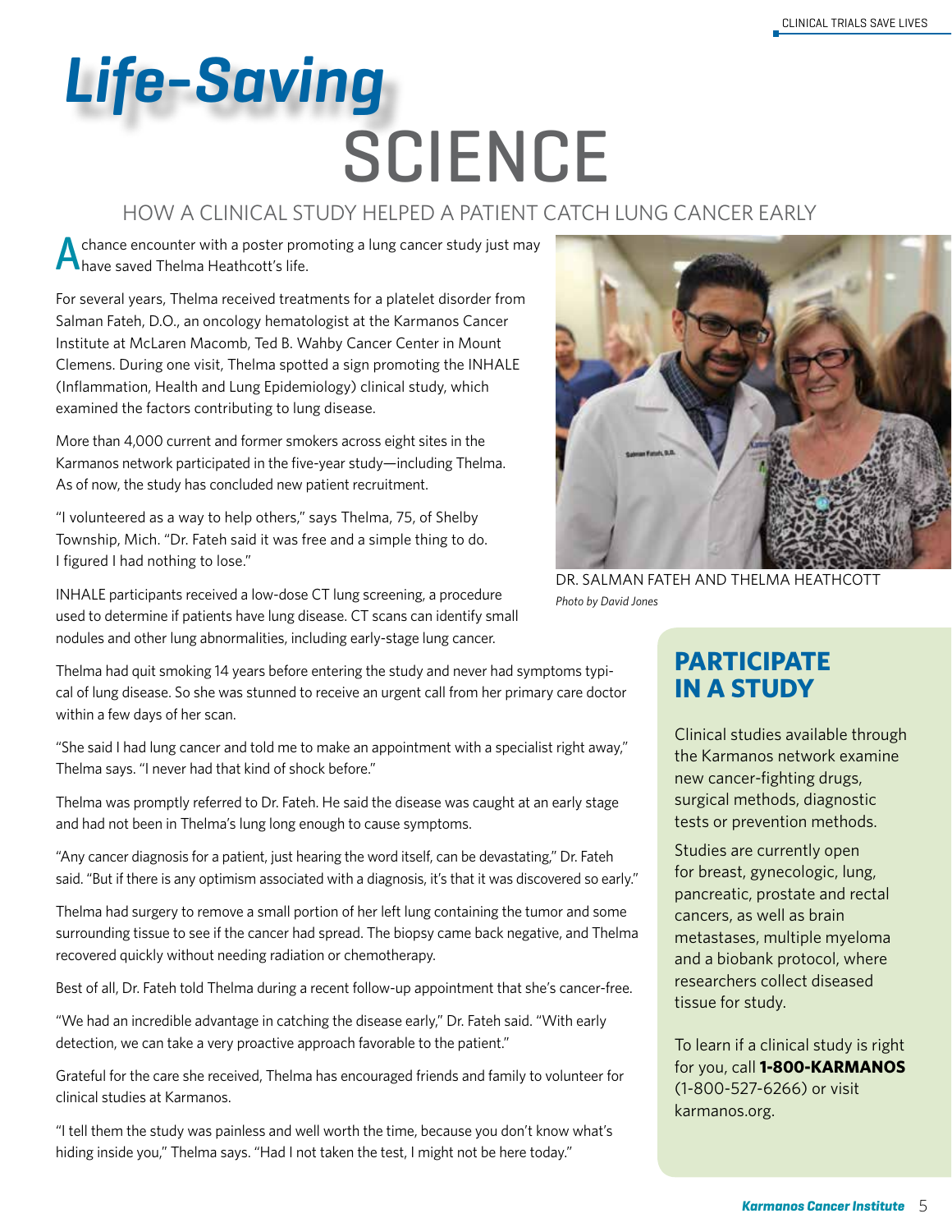# Life-Saving SCIENCE

## HOW A CLINICAL STUDY HELPED A PATIENT CATCH LUNG CANCER EARLY

A chance encounter with a poster promoting a lung cancer study just may have saved Thelma Heathcott's life.

For several years, Thelma received treatments for a platelet disorder from Salman Fateh, D.O., an oncology hematologist at the Karmanos Cancer Institute at McLaren Macomb, Ted B. Wahby Cancer Center in Mount Clemens. During one visit, Thelma spotted a sign promoting the INHALE (Inflammation, Health and Lung Epidemiology) clinical study, which examined the factors contributing to lung disease.

More than 4,000 current and former smokers across eight sites in the Karmanos network participated in the five-year study—including Thelma. As of now, the study has concluded new patient recruitment.

"I volunteered as a way to help others," says Thelma, 75, of Shelby Township, Mich. "Dr. Fateh said it was free and a simple thing to do. I figured I had nothing to lose."

INHALE participants received a low-dose CT lung screening, a procedure used to determine if patients have lung disease. CT scans can identify small nodules and other lung abnormalities, including early-stage lung cancer.

DR. SALMAN FATEH AND THELMA HEATHCOTT

*Photo by David Jones*

Thelma had quit smoking 14 years before entering the study and never had symptoms typical of lung disease. So she was stunned to receive an urgent call from her primary care doctor within a few days of her scan.

"She said I had lung cancer and told me to make an appointment with a specialist right away," Thelma says. "I never had that kind of shock before."

Thelma was promptly referred to Dr. Fateh. He said the disease was caught at an early stage and had not been in Thelma's lung long enough to cause symptoms.

"Any cancer diagnosis for a patient, just hearing the word itself, can be devastating," Dr. Fateh said. "But if there is any optimism associated with a diagnosis, it's that it was discovered so early."

Thelma had surgery to remove a small portion of her left lung containing the tumor and some surrounding tissue to see if the cancer had spread. The biopsy came back negative, and Thelma recovered quickly without needing radiation or chemotherapy.

Best of all, Dr. Fateh told Thelma during a recent follow-up appointment that she's cancer-free.

"We had an incredible advantage in catching the disease early," Dr. Fateh said. "With early detection, we can take a very proactive approach favorable to the patient."

Grateful for the care she received, Thelma has encouraged friends and family to volunteer for clinical studies at Karmanos.

"I tell them the study was painless and well worth the time, because you don't know what's hiding inside you," Thelma says. "Had I not taken the test, I might not be here today."

## PARTICIPATE IN A STUDY

Clinical studies available through the Karmanos network examine new cancer-fighting drugs, surgical methods, diagnostic tests or prevention methods.

Studies are currently open for breast, gynecologic, lung, pancreatic, prostate and rectal cancers, as well as brain metastases, multiple myeloma and a biobank protocol, where researchers collect diseased tissue for study.

To learn if a clinical study is right for you, call **1-800-KARMANOS** (1-800-527-6266) or visit karmanos.org.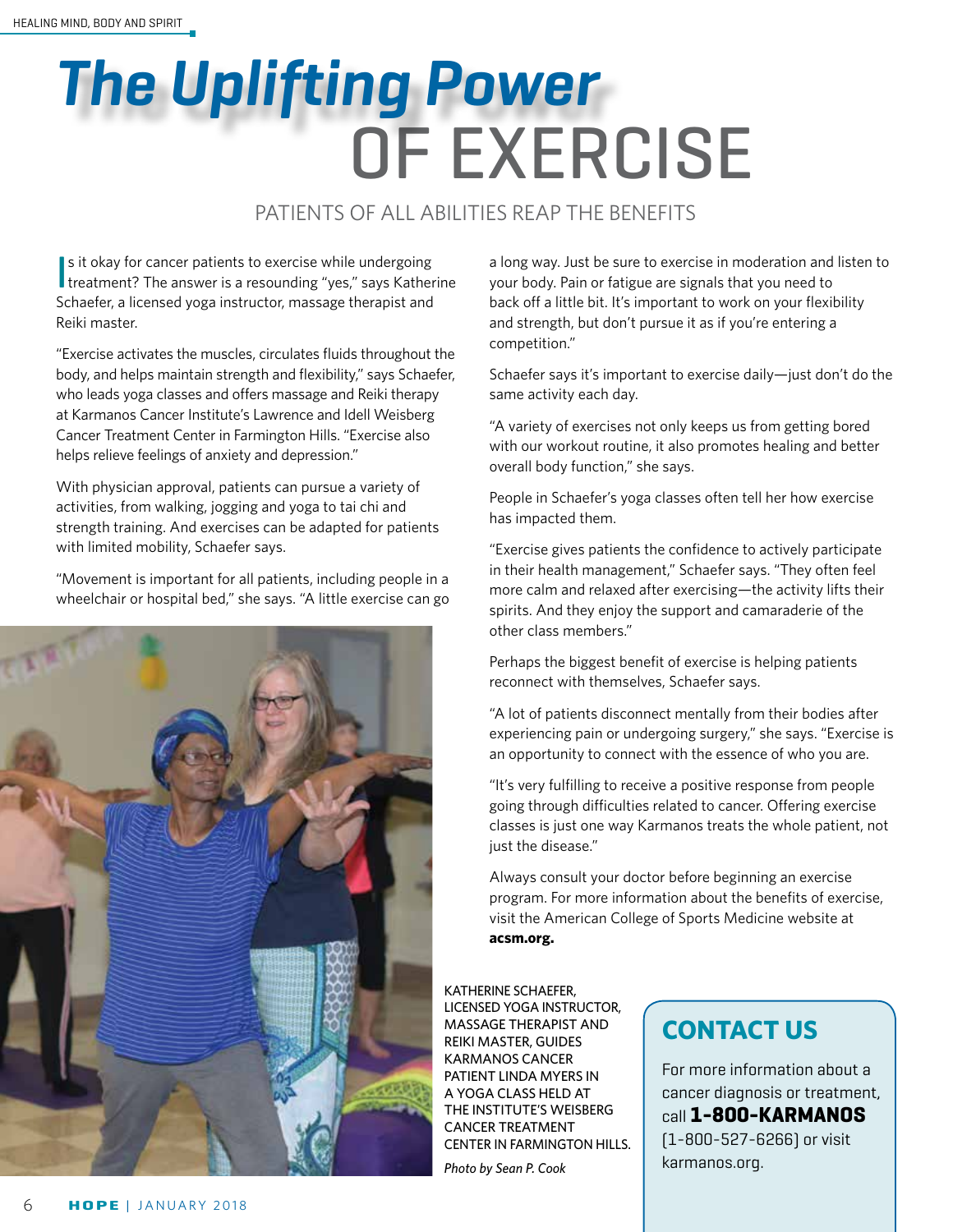# The Uplifting Power OF EXERCISE

## PATIENTS OF ALL ABILITIES REAP THE BENEFITS

Is it okay for cancer patients to exercise while undergoing treatment? The answer is a resounding "yes," says Katherine Schaefer, a licensed yoga instructor, massage therapist and Reiki master.

"Exercise activates the muscles, circulates fluids throughout the body, and helps maintain strength and flexibility," says Schaefer, who leads yoga classes and offers massage and Reiki therapy at Karmanos Cancer Institute's Lawrence and Idell Weisberg Cancer Treatment Center in Farmington Hills. "Exercise also helps relieve feelings of anxiety and depression."

With physician approval, patients can pursue a variety of activities, from walking, jogging and yoga to tai chi and strength training. And exercises can be adapted for patients with limited mobility, Schaefer says.

"Movement is important for all patients, including people in a wheelchair or hospital bed," she says. "A little exercise can go a long way. Just be sure to exercise in moderation and listen to your body. Pain or fatigue are signals that you need to back off a little bit. It's important to work on your flexibility and strength, but don't pursue it as if you're entering a competition."

Schaefer says it's important to exercise daily—just don't do the same activity each day.

"A variety of exercises not only keeps us from getting bored with our workout routine, it also promotes healing and better overall body function," she says.

People in Schaefer's yoga classes often tell her how exercise has impacted them.

"Exercise gives patients the confidence to actively participate in their health management," Schaefer says. "They often feel more calm and relaxed after exercising—the activity lifts their spirits. And they enjoy the support and camaraderie of the other class members."

Perhaps the biggest benefit of exercise is helping patients reconnect with themselves, Schaefer says.

"A lot of patients disconnect mentally from their bodies after experiencing pain or undergoing surgery," she says. "Exercise is an opportunity to connect with the essence of who you are.

"It's very fulfilling to receive a positive response from people going through difficulties related to cancer. Offering exercise classes is just one way Karmanos treats the whole patient, not just the disease."

Always consult your doctor before beginning an exercise program. For more information about the benefits of exercise, visit the American College of Sports Medicine website at **acsm.org.**

KATHERINE SCHAEFER, LICENSED YOGA INSTRUCTOR, MASSAGE THERAPIST AND REIKI MASTER, GUIDES KARMANOS CANCER PATIENT LINDA MYERS IN A YOGA CLASS HELD AT THE INSTITUTE'S WEISBERG CANCER TREATMENT CENTER IN FARMINGTON HILLS.

*Photo by Sean P. Cook*

## CONTACT US

For more information about a cancer diagnosis or treatment, call **1-800-KARMANOS** (1-800-527-6266) or visit karmanos.org.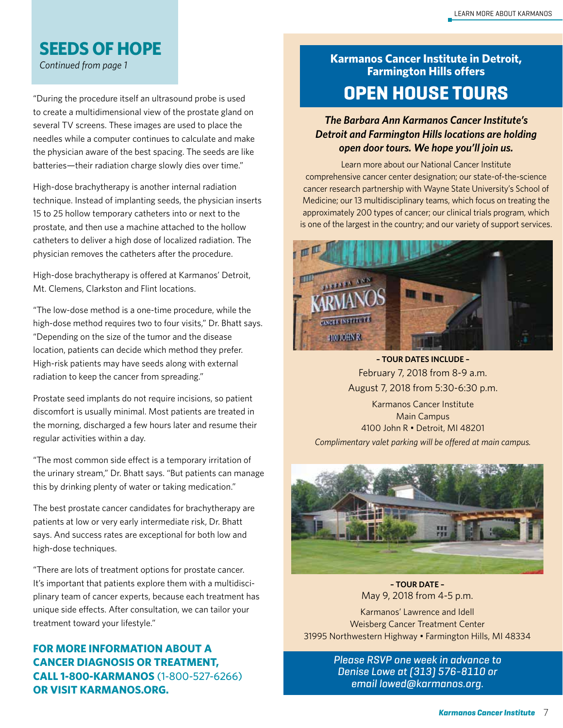## SEEDS OF HOPE

*Continued from page 1*

"During the procedure itself an ultrasound probe is used to create a multidimensional view of the prostate gland on several TV screens. These images are used to place the needles while a computer continues to calculate and make the physician aware of the best spacing. The seeds are like batteries—their radiation charge slowly dies over time."

High-dose brachytherapy is another internal radiation technique. Instead of implanting seeds, the physician inserts 15 to 25 hollow temporary catheters into or next to the prostate, and then use a machine attached to the hollow catheters to deliver a high dose of localized radiation. The physician removes the catheters after the procedure.

High-dose brachytherapy is offered at Karmanos' Detroit, Mt. Clemens, Clarkston and Flint locations.

"The low-dose method is a one-time procedure, while the high-dose method requires two to four visits," Dr. Bhatt says. "Depending on the size of the tumor and the disease location, patients can decide which method they prefer. High-risk patients may have seeds along with external radiation to keep the cancer from spreading."

Prostate seed implants do not require incisions, so patient discomfort is usually minimal. Most patients are treated in the morning, discharged a few hours later and resume their regular activities within a day.

"The most common side effect is a temporary irritation of the urinary stream," Dr. Bhatt says. "But patients can manage this by drinking plenty of water or taking medication."

The best prostate cancer candidates for brachytherapy are patients at low or very early intermediate risk, Dr. Bhatt says. And success rates are exceptional for both low and high-dose techniques.

"There are lots of treatment options for prostate cancer. It's important that patients explore them with a multidisciplinary team of cancer experts, because each treatment has unique side effects. After consultation, we can tailor your treatment toward your lifestyle."

**FOR MORE INFORMATION ABOUT A CANCER DIAGNOSIS OR TREATMENT, CALL 1-800-KARMANOS** (1-800-527-6266) **OR VISIT KARMANOS.ORG.**

## Karmanos Cancer Institute in Detroit, Farmington Hills offers

# OPEN HOUSE TOURS

***The Barbara Ann Karmanos Cancer Institute's Detroit and Farmington Hills locations are holding open door tours. We hope you'll join us.***

Learn more about our National Cancer Institute comprehensive cancer center designation; our state-of-the-science cancer research partnership with Wayne State University's School of Medicine; our 13 multidisciplinary teams, which focus on treating the approximately 200 types of cancer; our clinical trials program, which is one of the largest in the country; and our variety of support services.

**– TOUR DATES INCLUDE –**

February 7, 2018 from 8-9 a.m.

August 7, 2018 from 5:30-6:30 p.m.

Karmanos Cancer Institute
Main Campus
4100 John R • Detroit, MI 48201

*Complimentary valet parking will be offered at main campus.*

**– TOUR DATE –**

May 9, 2018 from 4-5 p.m.

Karmanos' Lawrence and Idell
Weisberg Cancer Treatment Center
31995 Northwestern Highway • Farmington Hills, MI 48334

*Please RSVP one week in advance to Denise Lowe at (313) 576-8110 or email lowed@karmanos.org.*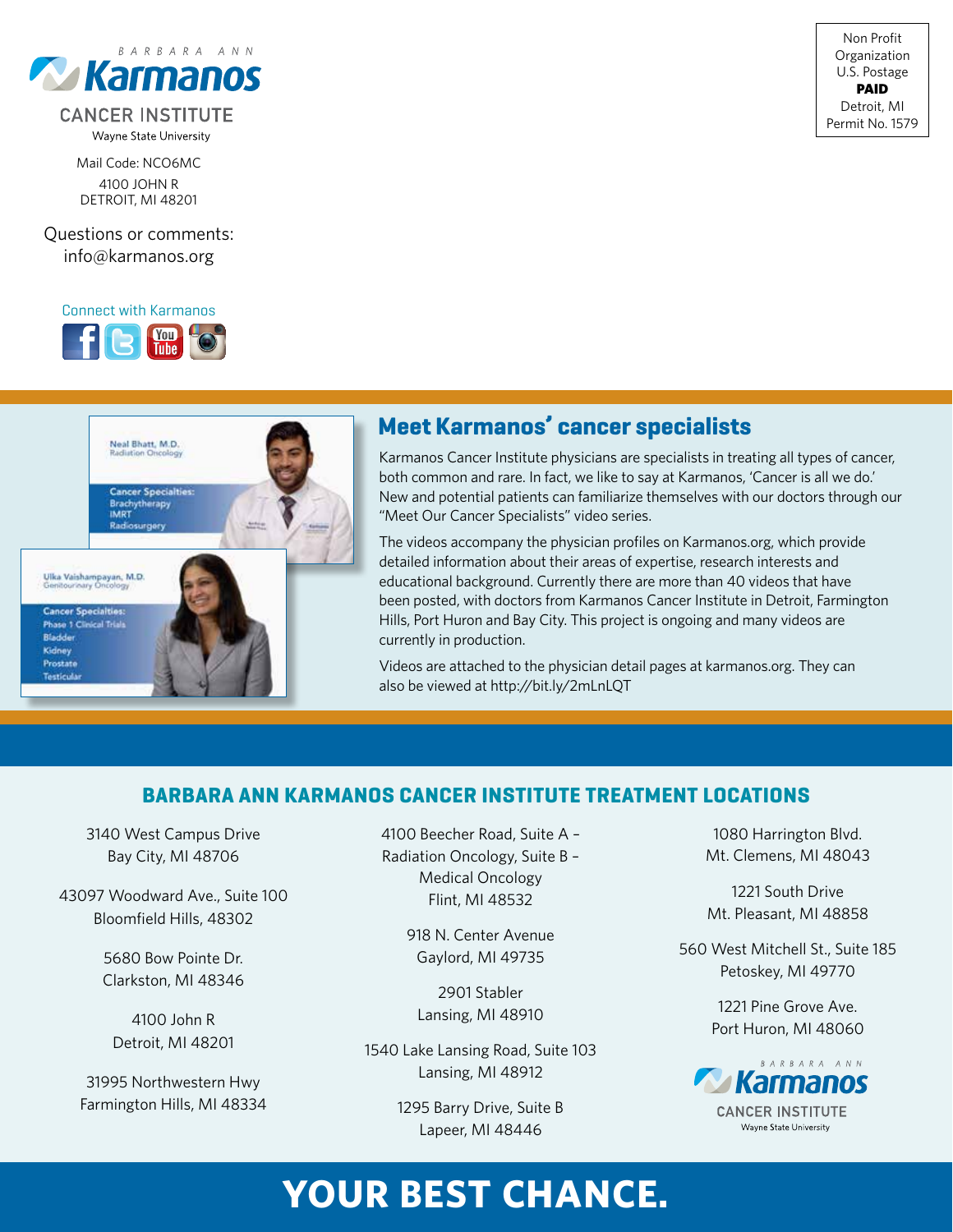BARBARA ANN Karmanos CANCER INSTITUTE
Wayne State University

Mail Code: NCO6MC
4100 JOHN R
DETROIT, MI 48201

Questions or comments:
info@karmanos.org

Connect with Karmanos

Non Profit Organization
U.S. Postage
**PAID**
Detroit, MI
Permit No. 1579

Neal Bhatt, M.D.
Radiation Oncology

Cancer Specialties:
Brachytherapy
IMRT
Radiosurgery

Ulka Vaishampayan, M.D.
Genitourinary Oncology

Cancer Specialties:
Phase 1 Clinical Trials
Bladder
Kidney
Prostate
Testicular

## Meet Karmanos' cancer specialists

Karmanos Cancer Institute physicians are specialists in treating all types of cancer, both common and rare. In fact, we like to say at Karmanos, 'Cancer is all we do.' New and potential patients can familiarize themselves with our doctors through our "Meet Our Cancer Specialists" video series.

The videos accompany the physician profiles on Karmanos.org, which provide detailed information about their areas of expertise, research interests and educational background. Currently there are more than 40 videos that have been posted, with doctors from Karmanos Cancer Institute in Detroit, Farmington Hills, Port Huron and Bay City. This project is ongoing and many videos are currently in production.

Videos are attached to the physician detail pages at karmanos.org. They can also be viewed at http://bit.ly/2mLnLQT

## BARBARA ANN KARMANOS CANCER INSTITUTE TREATMENT LOCATIONS

3140 West Campus Drive
Bay City, MI 48706

43097 Woodward Ave., Suite 100
Bloomfield Hills, 48302

5680 Bow Pointe Dr.
Clarkston, MI 48346

4100 John R
Detroit, MI 48201

31995 Northwestern Hwy
Farmington Hills, MI 48334

4100 Beecher Road, Suite A –
Radiation Oncology, Suite B –
Medical Oncology
Flint, MI 48532

918 N. Center Avenue
Gaylord, MI 49735

2901 Stabler
Lansing, MI 48910

1540 Lake Lansing Road, Suite 103
Lansing, MI 48912

1295 Barry Drive, Suite B
Lapeer, MI 48446

1080 Harrington Blvd.
Mt. Clemens, MI 48043

1221 South Drive
Mt. Pleasant, MI 48858

560 West Mitchell St., Suite 185
Petoskey, MI 49770

1221 Pine Grove Ave.
Port Huron, MI 48060

BARBARA ANN Karmanos CANCER INSTITUTE
Wayne State University

# YOUR BEST CHANCE.